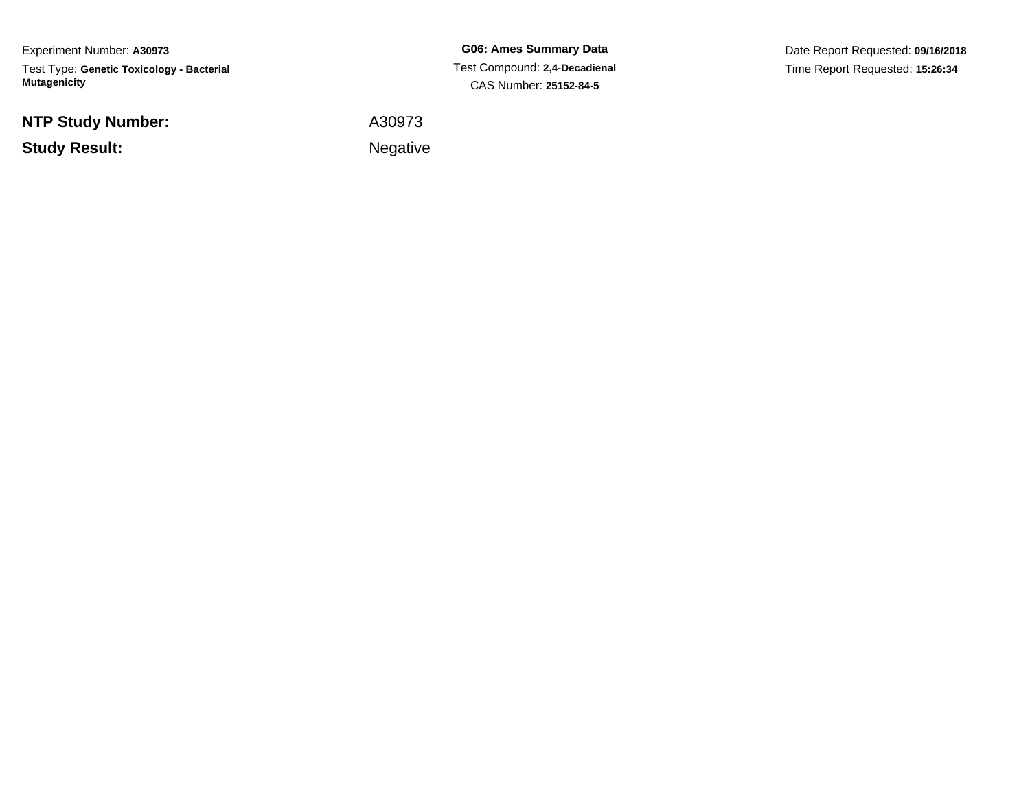Experiment Number: **A30973**

Test Type: **Genetic Toxicology - Bacterial Mutagenicity**

**G06: Ames Summary Data**

Test Compound: **2,4-Decadienal**

CAS Number: **25152-84-5**

Date Report Requested: **09/16/2018**

Time Report Requested: **15:26:34**

| | |
|---|---|
| **NTP Study Number:** | A30973 |
| **Study Result:** | Negative |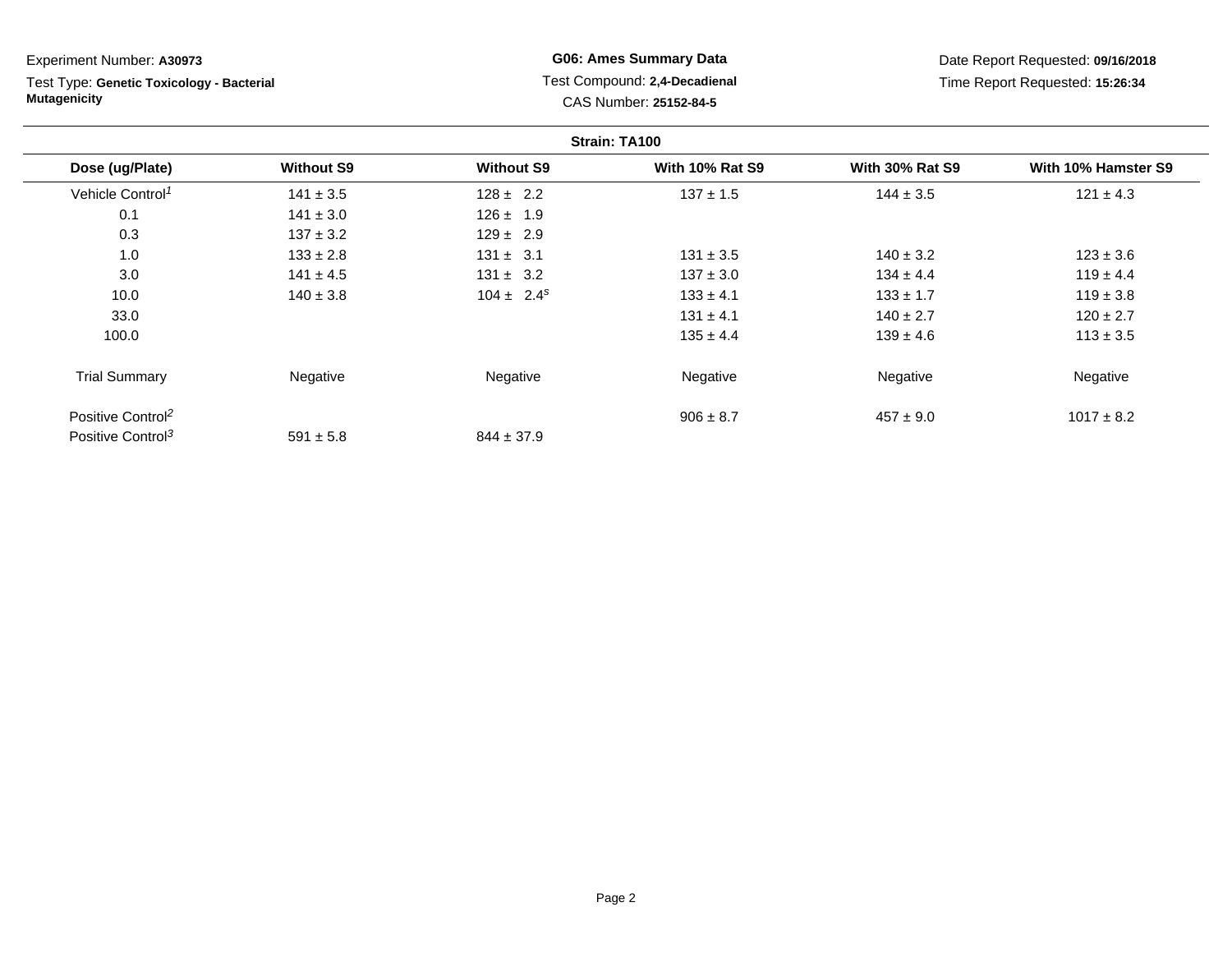Experiment Number: **A30973**

Test Type: **Genetic Toxicology - Bacterial Mutagenicity**

**G06: Ames Summary Data**

Test Compound: **2,4-Decadienal**

CAS Number: **25152-84-5**

Date Report Requested: **09/16/2018**

Time Report Requested: **15:26:34**

**Strain: TA100**

| Dose (ug/Plate) | Without S9 | Without S9 | With 10% Rat S9 | With 30% Rat S9 | With 10% Hamster S9 |
|---|---|---|---|---|---|
| Vehicle Control[1] | 141 ± 3.5 | 128 ± 2.2 | 137 ± 1.5 | 144 ± 3.5 | 121 ± 4.3 |
| 0.1 | 141 ± 3.0 | 126 ± 1.9 | | | |
| 0.3 | 137 ± 3.2 | 129 ± 2.9 | | | |
| 1.0 | 133 ± 2.8 | 131 ± 3.1 | 131 ± 3.5 | 140 ± 3.2 | 123 ± 3.6 |
| 3.0 | 141 ± 4.5 | 131 ± 3.2 | 137 ± 3.0 | 134 ± 4.4 | 119 ± 4.4 |
| 10.0 | 140 ± 3.8 | 104 ± 2.4[s] | 133 ± 4.1 | 133 ± 1.7 | 119 ± 3.8 |
| 33.0 | | | 131 ± 4.1 | 140 ± 2.7 | 120 ± 2.7 |
| 100.0 | | | 135 ± 4.4 | 139 ± 4.6 | 113 ± 3.5 |
| Trial Summary | Negative | Negative | Negative | Negative | Negative |
| Positive Control[2] | | | 906 ± 8.7 | 457 ± 9.0 | 1017 ± 8.2 |
| Positive Control[3] | 591 ± 5.8 | 844 ± 37.9 | | | |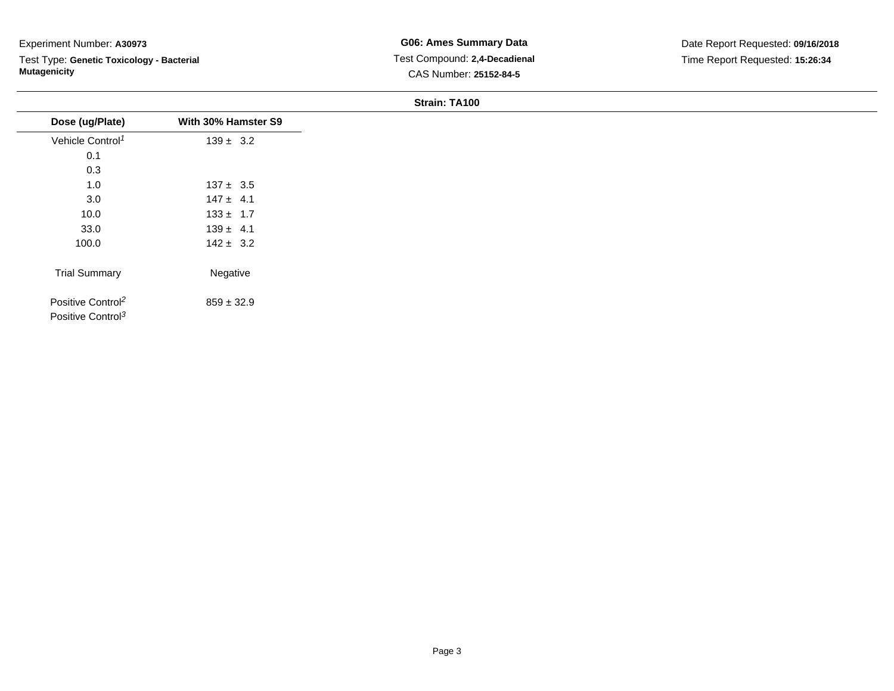Experiment Number: **A30973**

Test Type: **Genetic Toxicology - Bacterial Mutagenicity**

**G06: Ames Summary Data**

Test Compound: **2,4-Decadienal**

CAS Number: **25152-84-5**

Date Report Requested: **09/16/2018**

Time Report Requested: **15:26:34**

**Strain: TA100**

| Dose (ug/Plate) | With 30% Hamster S9 |
|---|---|
| Vehicle Control[1] | 139 ± 3.2 |
| 0.1 | |
| 0.3 | |
| 1.0 | 137 ± 3.5 |
| 3.0 | 147 ± 4.1 |
| 10.0 | 133 ± 1.7 |
| 33.0 | 139 ± 4.1 |
| 100.0 | 142 ± 3.2 |
| Trial Summary | Negative |
| Positive Control[2] | 859 ± 32.9 |
| Positive Control[3] | |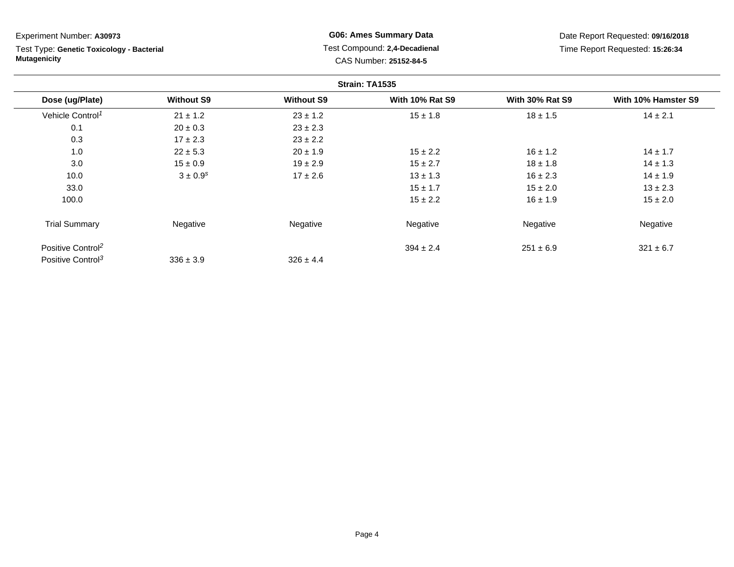Experiment Number: **A30973**

Test Type: **Genetic Toxicology - Bacterial Mutagenicity**

**G06: Ames Summary Data**

Test Compound: **2,4-Decadienal**

CAS Number: **25152-84-5**

Date Report Requested: **09/16/2018**

Time Report Requested: **15:26:34**

**Strain: TA1535**

| Dose (ug/Plate) | Without S9 | Without S9 | With 10% Rat S9 | With 30% Rat S9 | With 10% Hamster S9 |
|---|---|---|---|---|---|
| Vehicle Control[1] | 21 ± 1.2 | 23 ± 1.2 | 15 ± 1.8 | 18 ± 1.5 | 14 ± 2.1 |
| 0.1 | 20 ± 0.3 | 23 ± 2.3 | | | |
| 0.3 | 17 ± 2.3 | 23 ± 2.2 | | | |
| 1.0 | 22 ± 5.3 | 20 ± 1.9 | 15 ± 2.2 | 16 ± 1.2 | 14 ± 1.7 |
| 3.0 | 15 ± 0.9 | 19 ± 2.9 | 15 ± 2.7 | 18 ± 1.8 | 14 ± 1.3 |
| 10.0 | 3 ± 0.9[s] | 17 ± 2.6 | 13 ± 1.3 | 16 ± 2.3 | 14 ± 1.9 |
| 33.0 | | | 15 ± 1.7 | 15 ± 2.0 | 13 ± 2.3 |
| 100.0 | | | 15 ± 2.2 | 16 ± 1.9 | 15 ± 2.0 |
| Trial Summary | Negative | Negative | Negative | Negative | Negative |
| Positive Control[2] | | | 394 ± 2.4 | 251 ± 6.9 | 321 ± 6.7 |
| Positive Control[3] | 336 ± 3.9 | 326 ± 4.4 | | | |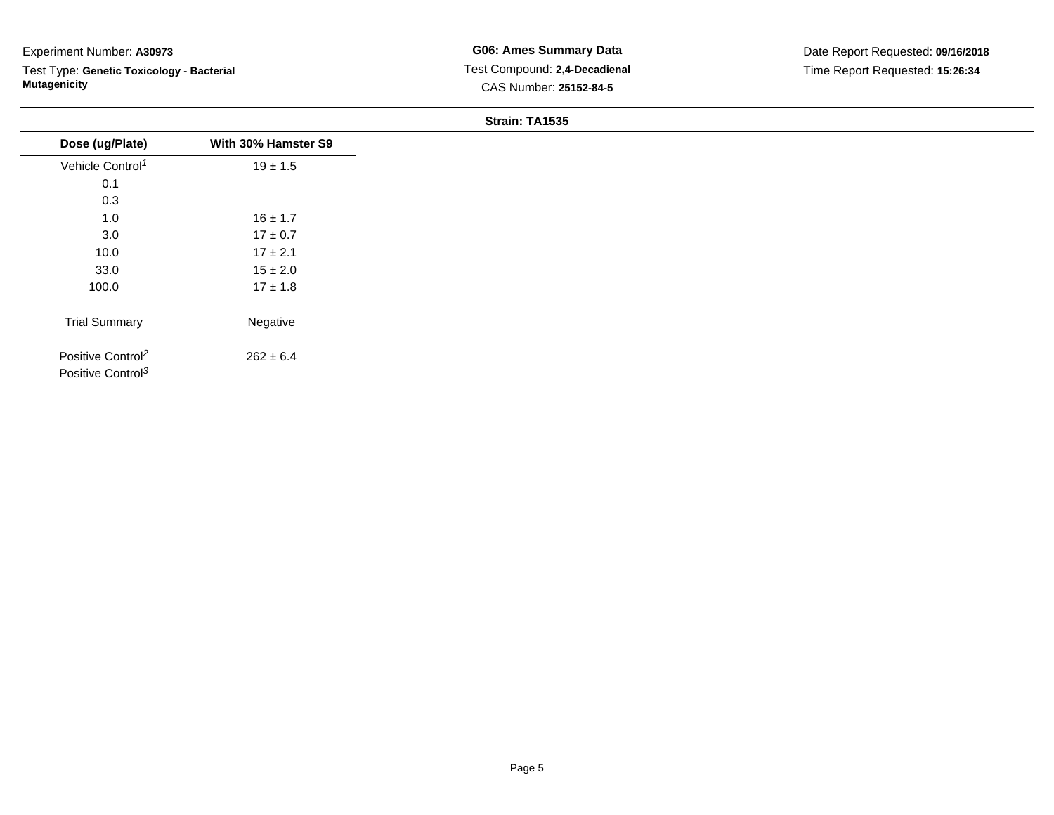Experiment Number: **A30973**

Test Type: **Genetic Toxicology - Bacterial Mutagenicity**

**G06: Ames Summary Data**

Test Compound: **2,4-Decadienal**

CAS Number: **25152-84-5**

Date Report Requested: **09/16/2018**

Time Report Requested: **15:26:34**

**Strain: TA1535**

| Dose (ug/Plate) | With 30% Hamster S9 |
|---|---|
| Vehicle Control[1] | 19 ± 1.5 |
| 0.1 | |
| 0.3 | |
| 1.0 | 16 ± 1.7 |
| 3.0 | 17 ± 0.7 |
| 10.0 | 17 ± 2.1 |
| 33.0 | 15 ± 2.0 |
| 100.0 | 17 ± 1.8 |
| Trial Summary | Negative |
| Positive Control[2] | 262 ± 6.4 |
| Positive Control[3] | |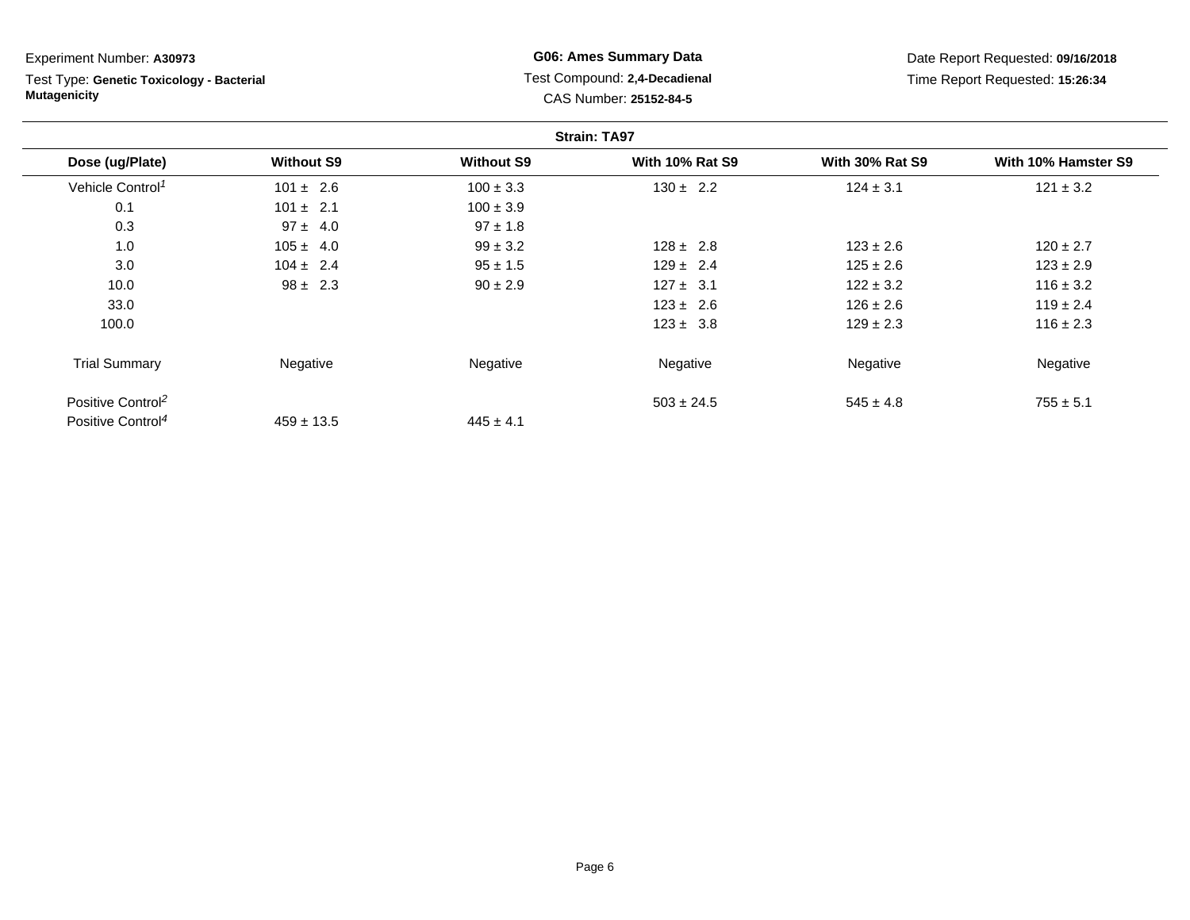Experiment Number: **A30973**

Test Type: **Genetic Toxicology - Bacterial Mutagenicity**

**G06: Ames Summary Data**

Test Compound: **2,4-Decadienal**

CAS Number: **25152-84-5**

Date Report Requested: **09/16/2018**

Time Report Requested: **15:26:34**

**Strain: TA97**

| Dose (ug/Plate) | Without S9 | Without S9 | With 10% Rat S9 | With 30% Rat S9 | With 10% Hamster S9 |
|---|---|---|---|---|---|
| Vehicle Control[1] | 101 ± 2.6 | 100 ± 3.3 | 130 ± 2.2 | 124 ± 3.1 | 121 ± 3.2 |
| 0.1 | 101 ± 2.1 | 100 ± 3.9 | | | |
| 0.3 | 97 ± 4.0 | 97 ± 1.8 | | | |
| 1.0 | 105 ± 4.0 | 99 ± 3.2 | 128 ± 2.8 | 123 ± 2.6 | 120 ± 2.7 |
| 3.0 | 104 ± 2.4 | 95 ± 1.5 | 129 ± 2.4 | 125 ± 2.6 | 123 ± 2.9 |
| 10.0 | 98 ± 2.3 | 90 ± 2.9 | 127 ± 3.1 | 122 ± 3.2 | 116 ± 3.2 |
| 33.0 | | | 123 ± 2.6 | 126 ± 2.6 | 119 ± 2.4 |
| 100.0 | | | 123 ± 3.8 | 129 ± 2.3 | 116 ± 2.3 |
| Trial Summary | Negative | Negative | Negative | Negative | Negative |
| Positive Control[2] | | | 503 ± 24.5 | 545 ± 4.8 | 755 ± 5.1 |
| Positive Control[4] | 459 ± 13.5 | 445 ± 4.1 | | | |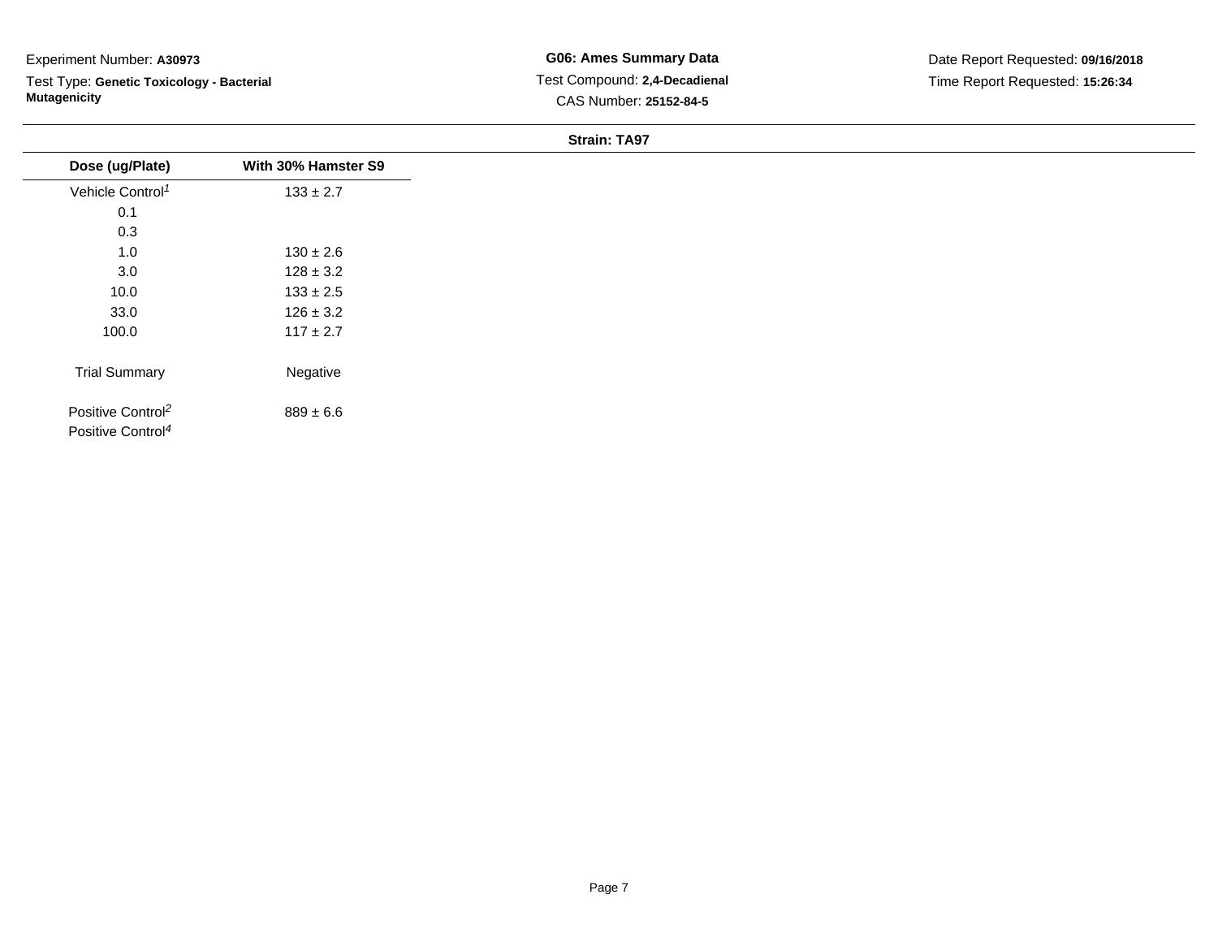Experiment Number: **A30973**

Test Type: **Genetic Toxicology - Bacterial Mutagenicity**

**G06: Ames Summary Data**

Test Compound: **2,4-Decadienal**

CAS Number: **25152-84-5**

Date Report Requested: **09/16/2018**

Time Report Requested: **15:26:34**

**Strain: TA97**

| Dose (ug/Plate) | With 30% Hamster S9 |
|---|---|
| Vehicle Control[1] | 133 ± 2.7 |
| 0.1 | |
| 0.3 | |
| 1.0 | 130 ± 2.6 |
| 3.0 | 128 ± 3.2 |
| 10.0 | 133 ± 2.5 |
| 33.0 | 126 ± 3.2 |
| 100.0 | 117 ± 2.7 |
| Trial Summary | Negative |
| Positive Control[2] | 889 ± 6.6 |
| Positive Control[4] | |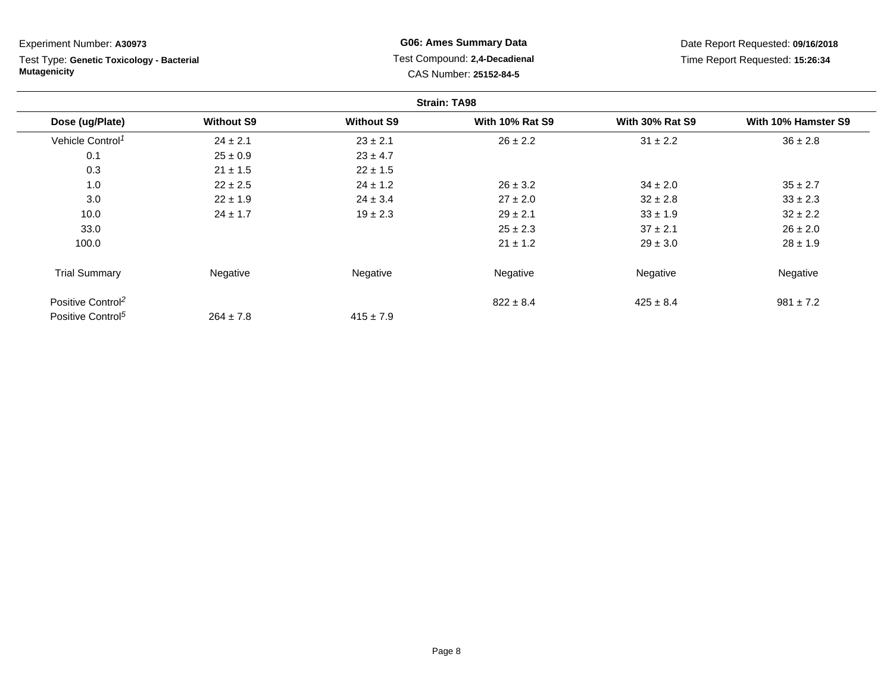Experiment Number: **A30973**

Test Type: **Genetic Toxicology - Bacterial Mutagenicity**

**G06: Ames Summary Data**

Test Compound: **2,4-Decadienal**

CAS Number: **25152-84-5**

Date Report Requested: **09/16/2018**

Time Report Requested: **15:26:34**

**Strain: TA98**

| Dose (ug/Plate) | Without S9 | Without S9 | With 10% Rat S9 | With 30% Rat S9 | With 10% Hamster S9 |
|---|---|---|---|---|---|
| Vehicle Control[1] | 24 ± 2.1 | 23 ± 2.1 | 26 ± 2.2 | 31 ± 2.2 | 36 ± 2.8 |
| 0.1 | 25 ± 0.9 | 23 ± 4.7 | | | |
| 0.3 | 21 ± 1.5 | 22 ± 1.5 | | | |
| 1.0 | 22 ± 2.5 | 24 ± 1.2 | 26 ± 3.2 | 34 ± 2.0 | 35 ± 2.7 |
| 3.0 | 22 ± 1.9 | 24 ± 3.4 | 27 ± 2.0 | 32 ± 2.8 | 33 ± 2.3 |
| 10.0 | 24 ± 1.7 | 19 ± 2.3 | 29 ± 2.1 | 33 ± 1.9 | 32 ± 2.2 |
| 33.0 | | | 25 ± 2.3 | 37 ± 2.1 | 26 ± 2.0 |
| 100.0 | | | 21 ± 1.2 | 29 ± 3.0 | 28 ± 1.9 |
| Trial Summary | Negative | Negative | Negative | Negative | Negative |
| Positive Control[2] | | | 822 ± 8.4 | 425 ± 8.4 | 981 ± 7.2 |
| Positive Control[5] | 264 ± 7.8 | 415 ± 7.9 | | | |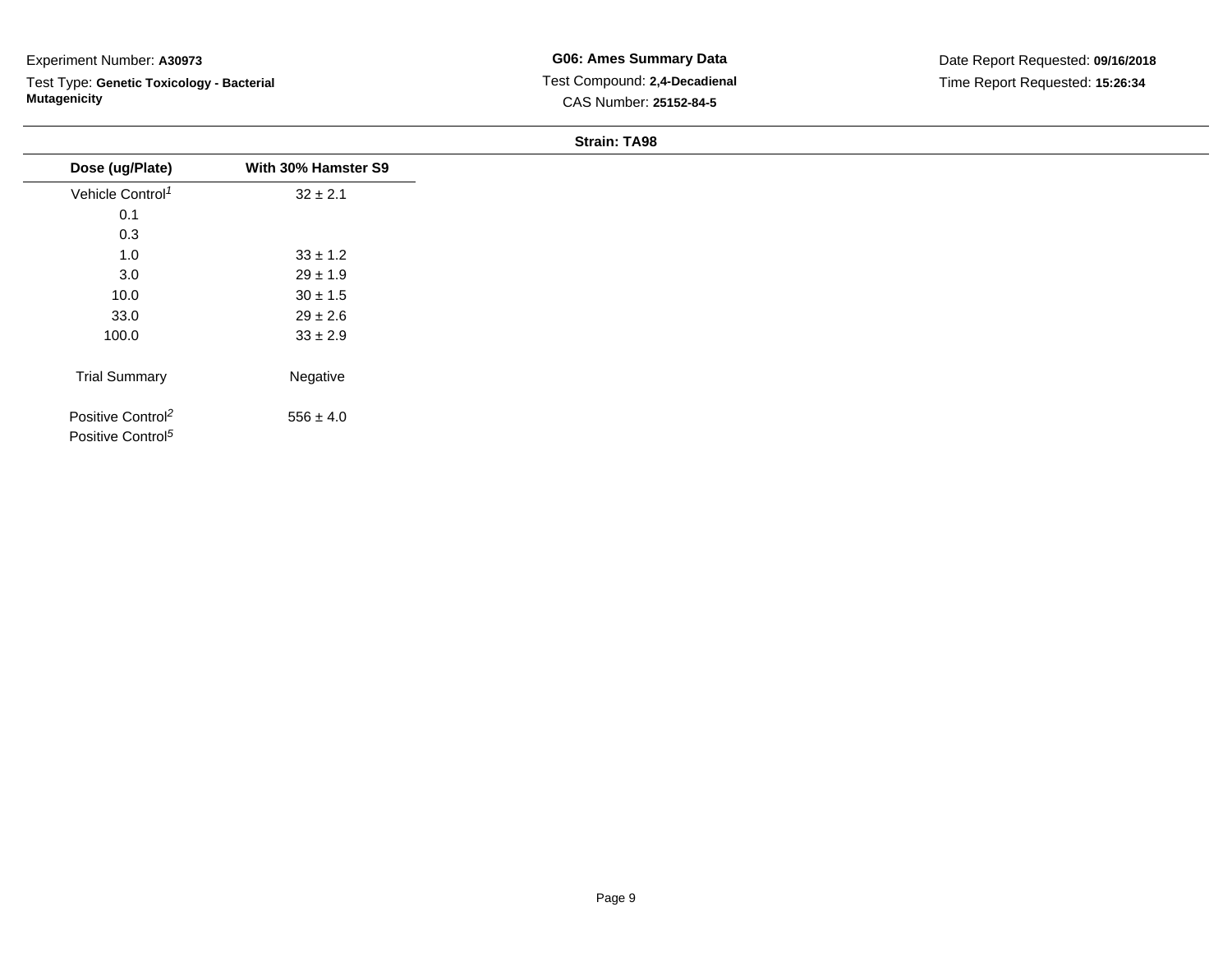Experiment Number: **A30973**

Test Type: **Genetic Toxicology - Bacterial Mutagenicity**

**G06: Ames Summary Data**

Test Compound: **2,4-Decadienal**

CAS Number: **25152-84-5**

Date Report Requested: **09/16/2018**

Time Report Requested: **15:26:34**

**Strain: TA98**

| Dose (ug/Plate) | With 30% Hamster S9 |
|---|---|
| Vehicle Control[1] | 32 ± 2.1 |
| 0.1 | |
| 0.3 | |
| 1.0 | 33 ± 1.2 |
| 3.0 | 29 ± 1.9 |
| 10.0 | 30 ± 1.5 |
| 33.0 | 29 ± 2.6 |
| 100.0 | 33 ± 2.9 |
| Trial Summary | Negative |
| Positive Control[2] | 556 ± 4.0 |
| Positive Control[5] | |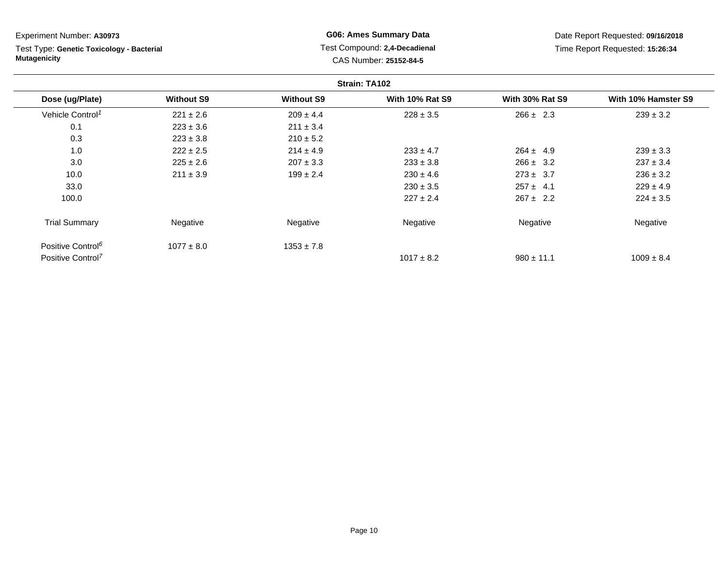Experiment Number: **A30973**

Test Type: **Genetic Toxicology - Bacterial Mutagenicity**

**G06: Ames Summary Data**

Test Compound: **2,4-Decadienal**

CAS Number: **25152-84-5**

Date Report Requested: **09/16/2018**

Time Report Requested: **15:26:34**

**Strain: TA102**

| Dose (ug/Plate) | Without S9 | Without S9 | With 10% Rat S9 | With 30% Rat S9 | With 10% Hamster S9 |
|---|---|---|---|---|---|
| Vehicle Control[1] | 221 ± 2.6 | 209 ± 4.4 | 228 ± 3.5 | 266 ± 2.3 | 239 ± 3.2 |
| 0.1 | 223 ± 3.6 | 211 ± 3.4 | | | |
| 0.3 | 223 ± 3.8 | 210 ± 5.2 | | | |
| 1.0 | 222 ± 2.5 | 214 ± 4.9 | 233 ± 4.7 | 264 ± 4.9 | 239 ± 3.3 |
| 3.0 | 225 ± 2.6 | 207 ± 3.3 | 233 ± 3.8 | 266 ± 3.2 | 237 ± 3.4 |
| 10.0 | 211 ± 3.9 | 199 ± 2.4 | 230 ± 4.6 | 273 ± 3.7 | 236 ± 3.2 |
| 33.0 | | | 230 ± 3.5 | 257 ± 4.1 | 229 ± 4.9 |
| 100.0 | | | 227 ± 2.4 | 267 ± 2.2 | 224 ± 3.5 |
| Trial Summary | Negative | Negative | Negative | Negative | Negative |
| Positive Control[6] | 1077 ± 8.0 | 1353 ± 7.8 | | | |
| Positive Control[7] | | | 1017 ± 8.2 | 980 ± 11.1 | 1009 ± 8.4 |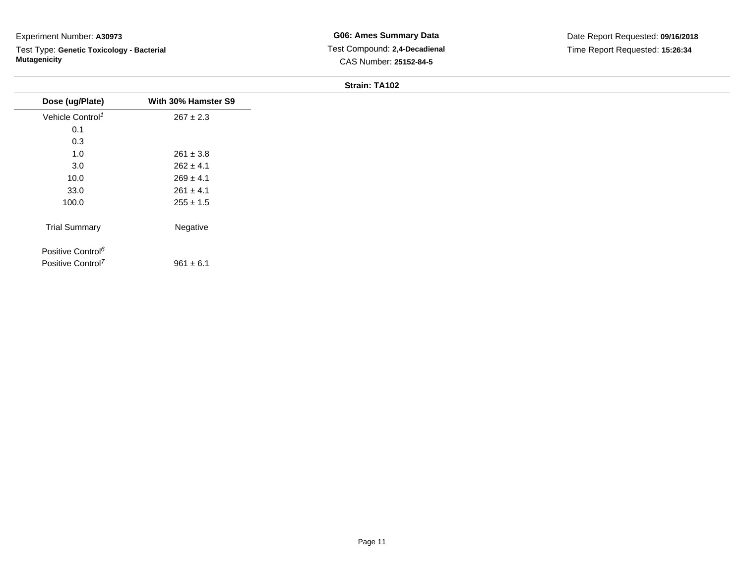Experiment Number: **A30973**

Test Type: **Genetic Toxicology - Bacterial Mutagenicity**

**G06: Ames Summary Data**

Test Compound: **2,4-Decadienal**

CAS Number: **25152-84-5**

Date Report Requested: **09/16/2018**

Time Report Requested: **15:26:34**

**Strain: TA102**

| Dose (ug/Plate) | With 30% Hamster S9 |
| --- | --- |
| Vehicle Control[1] | 267 ± 2.3 |
| 0.1 | |
| 0.3 | |
| 1.0 | 261 ± 3.8 |
| 3.0 | 262 ± 4.1 |
| 10.0 | 269 ± 4.1 |
| 33.0 | 261 ± 4.1 |
| 100.0 | 255 ± 1.5 |
| Trial Summary | Negative |
| Positive Control[6] | |
| Positive Control[7] | 961 ± 6.1 |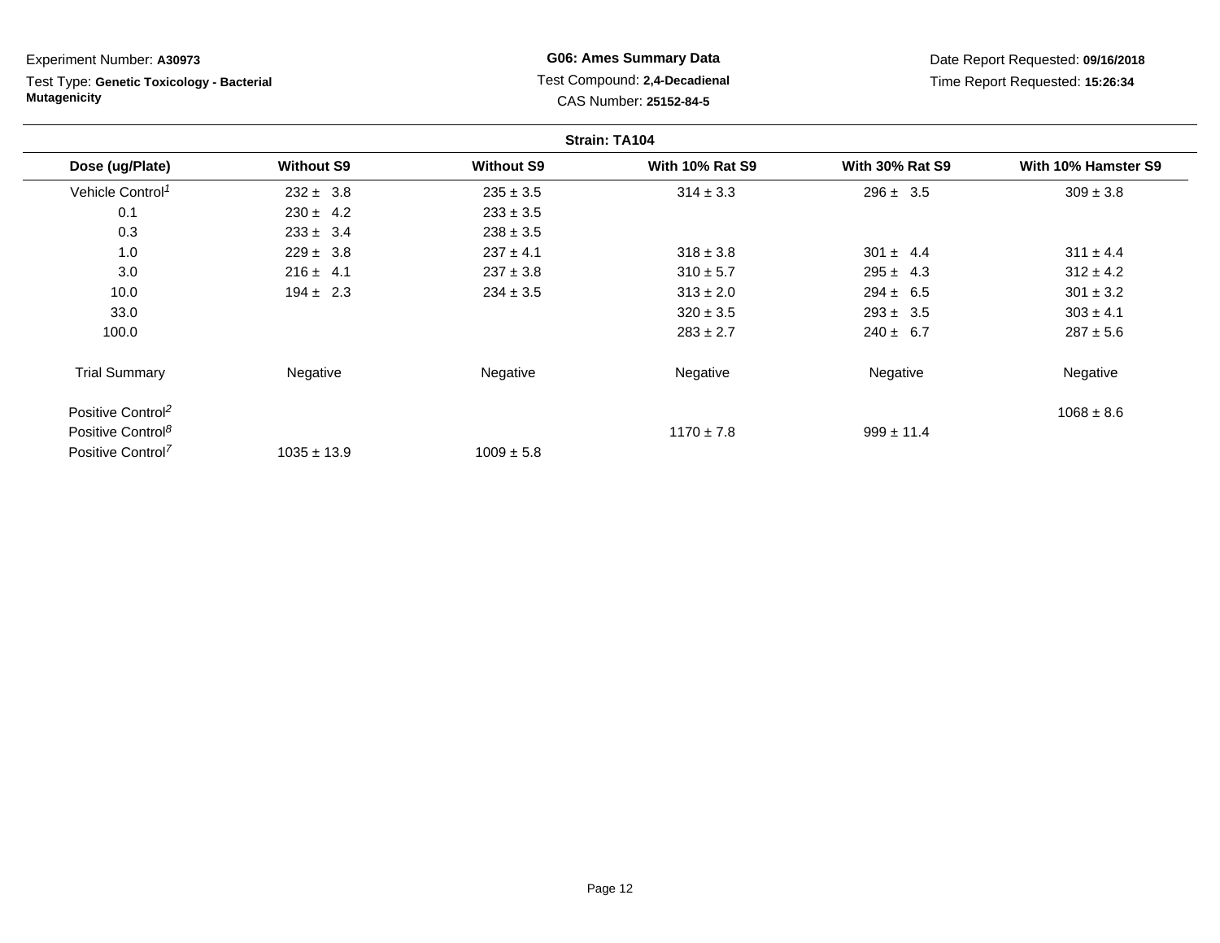Experiment Number: **A30973**

Test Type: **Genetic Toxicology - Bacterial Mutagenicity**

**G06: Ames Summary Data**

Test Compound: **2,4-Decadienal**

CAS Number: **25152-84-5**

Date Report Requested: **09/16/2018**

Time Report Requested: **15:26:34**

**Strain: TA104**

| Dose (ug/Plate) | Without S9 | Without S9 | With 10% Rat S9 | With 30% Rat S9 | With 10% Hamster S9 |
|---|---|---|---|---|---|
| Vehicle Control[1] | 232 ± 3.8 | 235 ± 3.5 | 314 ± 3.3 | 296 ± 3.5 | 309 ± 3.8 |
| 0.1 | 230 ± 4.2 | 233 ± 3.5 | | | |
| 0.3 | 233 ± 3.4 | 238 ± 3.5 | | | |
| 1.0 | 229 ± 3.8 | 237 ± 4.1 | 318 ± 3.8 | 301 ± 4.4 | 311 ± 4.4 |
| 3.0 | 216 ± 4.1 | 237 ± 3.8 | 310 ± 5.7 | 295 ± 4.3 | 312 ± 4.2 |
| 10.0 | 194 ± 2.3 | 234 ± 3.5 | 313 ± 2.0 | 294 ± 6.5 | 301 ± 3.2 |
| 33.0 | | | 320 ± 3.5 | 293 ± 3.5 | 303 ± 4.1 |
| 100.0 | | | 283 ± 2.7 | 240 ± 6.7 | 287 ± 5.6 |
| Trial Summary | Negative | Negative | Negative | Negative | Negative |
| Positive Control[2] | | | | | 1068 ± 8.6 |
| Positive Control[8] | | | 1170 ± 7.8 | 999 ± 11.4 | |
| Positive Control[7] | 1035 ± 13.9 | 1009 ± 5.8 | | | |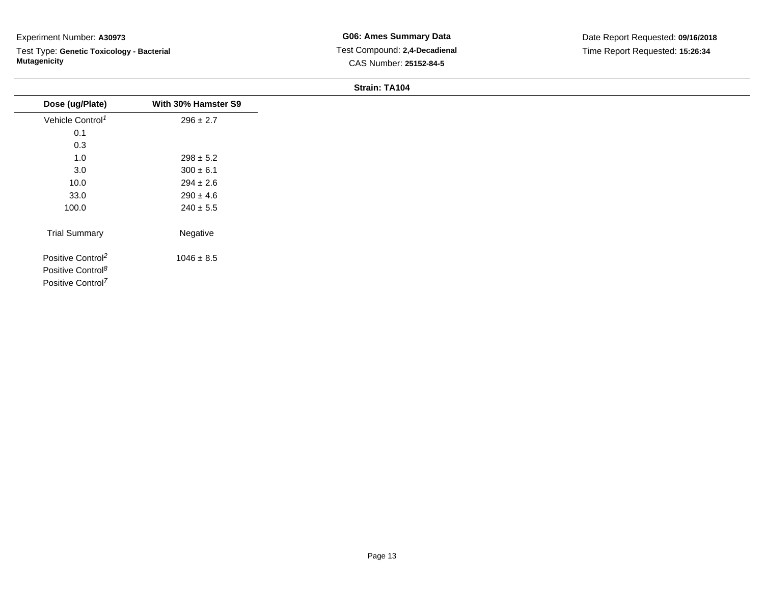Experiment Number: **A30973**

Test Type: **Genetic Toxicology - Bacterial Mutagenicity**

**G06: Ames Summary Data**

Test Compound: **2,4-Decadienal**

CAS Number: **25152-84-5**

Date Report Requested: **09/16/2018**

Time Report Requested: **15:26:34**

**Strain: TA104**

| Dose (ug/Plate) | With 30% Hamster S9 |
|---|---|
| Vehicle Control[1] | 296 ± 2.7 |
| 0.1 | |
| 0.3 | |
| 1.0 | 298 ± 5.2 |
| 3.0 | 300 ± 6.1 |
| 10.0 | 294 ± 2.6 |
| 33.0 | 290 ± 4.6 |
| 100.0 | 240 ± 5.5 |
| Trial Summary | Negative |
| Positive Control[2] | 1046 ± 8.5 |
| Positive Control[8] | |
| Positive Control[7] | |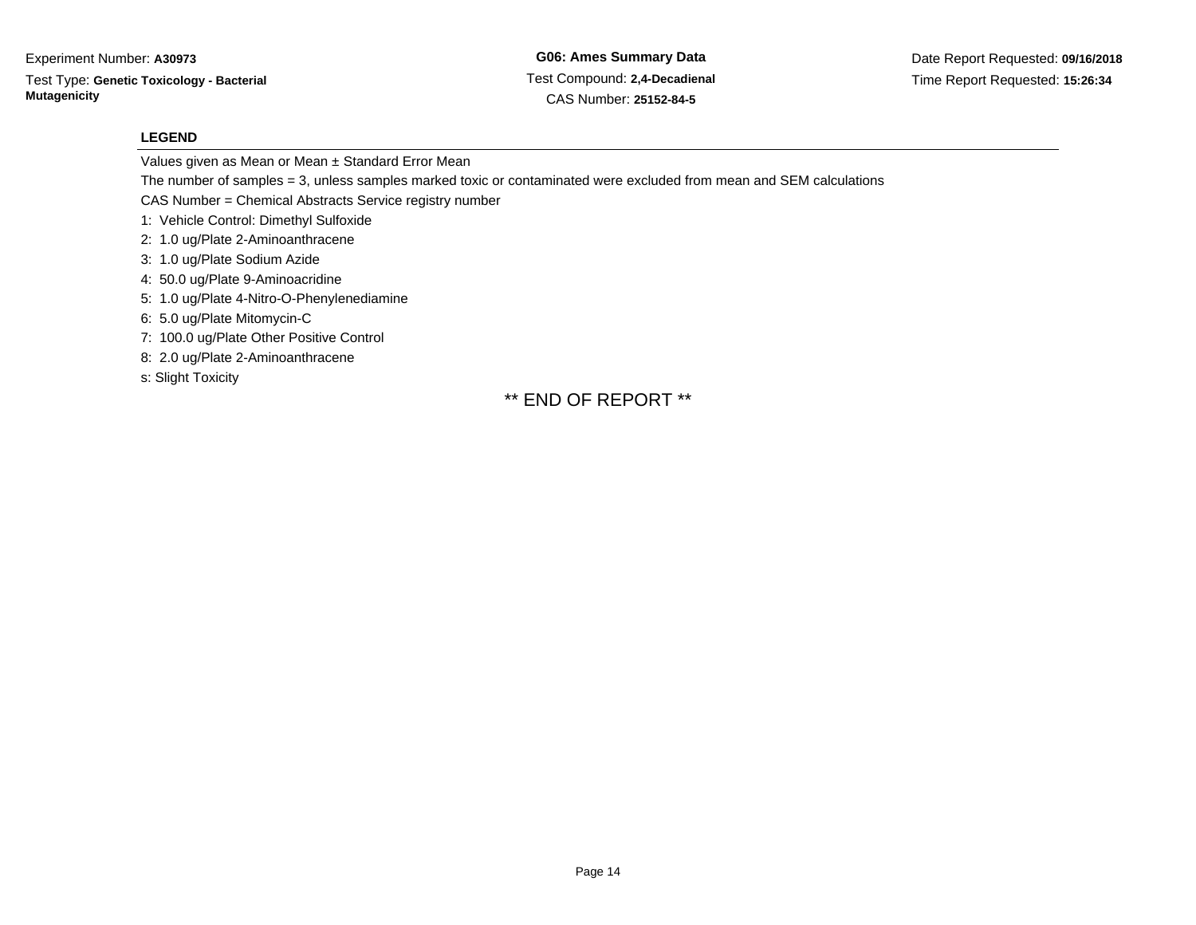Experiment Number: **A30973**

Test Type: **Genetic Toxicology - Bacterial Mutagenicity**

**G06: Ames Summary Data**

Test Compound: **2,4-Decadienal**

CAS Number: **25152-84-5**

Date Report Requested: **09/16/2018**

Time Report Requested: **15:26:34**

### LEGEND

Values given as Mean or Mean ± Standard Error Mean

The number of samples = 3, unless samples marked toxic or contaminated were excluded from mean and SEM calculations

CAS Number = Chemical Abstracts Service registry number

1: Vehicle Control: Dimethyl Sulfoxide

2: 1.0 ug/Plate 2-Aminoanthracene

3: 1.0 ug/Plate Sodium Azide

4: 50.0 ug/Plate 9-Aminoacridine

5: 1.0 ug/Plate 4-Nitro-O-Phenylenediamine

6: 5.0 ug/Plate Mitomycin-C

7: 100.0 ug/Plate Other Positive Control

8: 2.0 ug/Plate 2-Aminoanthracene

s: Slight Toxicity

** END OF REPORT **